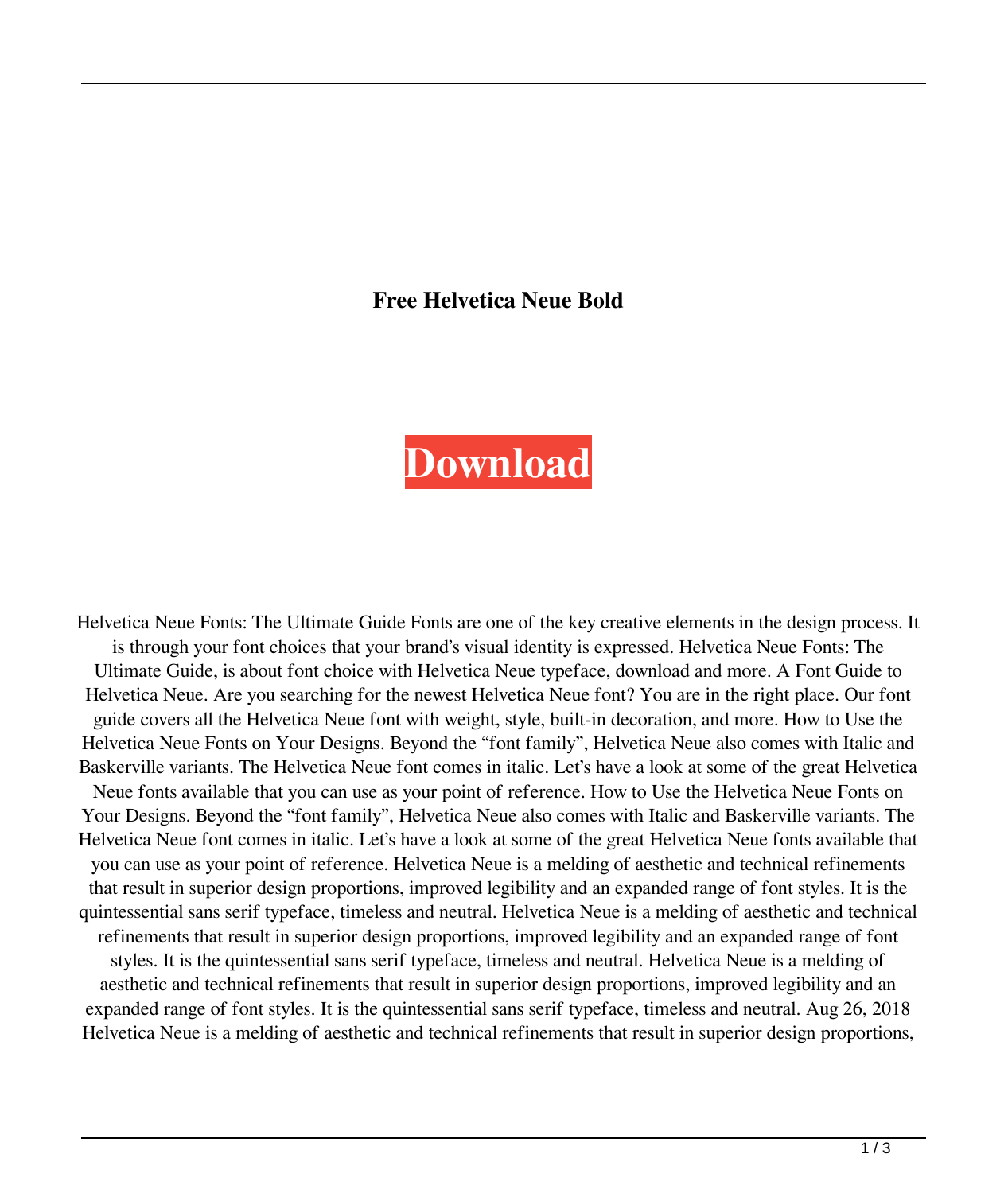**Free Helvetica Neue Bold**

**Download**

Helvetica Neue Fonts: The Ultimate Guide Fonts are one of the key creative elements in the design process. It is through your font choices that your brand's visual identity is expressed. Helvetica Neue Fonts: The Ultimate Guide, is about font choice with Helvetica Neue typeface, download and more. A Font Guide to Helvetica Neue. Are you searching for the newest Helvetica Neue font? You are in the right place. Our font guide covers all the Helvetica Neue font with weight, style, built-in decoration, and more. How to Use the Helvetica Neue Fonts on Your Designs. Beyond the "font family", Helvetica Neue also comes with Italic and Baskerville variants. The Helvetica Neue font comes in italic. Let's have a look at some of the great Helvetica Neue fonts available that you can use as your point of reference. How to Use the Helvetica Neue Fonts on Your Designs. Beyond the "font family", Helvetica Neue also comes with Italic and Baskerville variants. The Helvetica Neue font comes in italic. Let's have a look at some of the great Helvetica Neue fonts available that you can use as your point of reference. Helvetica Neue is a melding of aesthetic and technical refinements that result in superior design proportions, improved legibility and an expanded range of font styles. It is the quintessential sans serif typeface, timeless and neutral. Helvetica Neue is a melding of aesthetic and technical refinements that result in superior design proportions, improved legibility and an expanded range of font styles. It is the quintessential sans serif typeface, timeless and neutral. Helvetica Neue is a melding of aesthetic and technical refinements that result in superior design proportions, improved legibility and an expanded range of font styles. It is the quintessential sans serif typeface, timeless and neutral. Aug 26, 2018 Helvetica Neue is a melding of aesthetic and technical refinements that result in superior design proportions,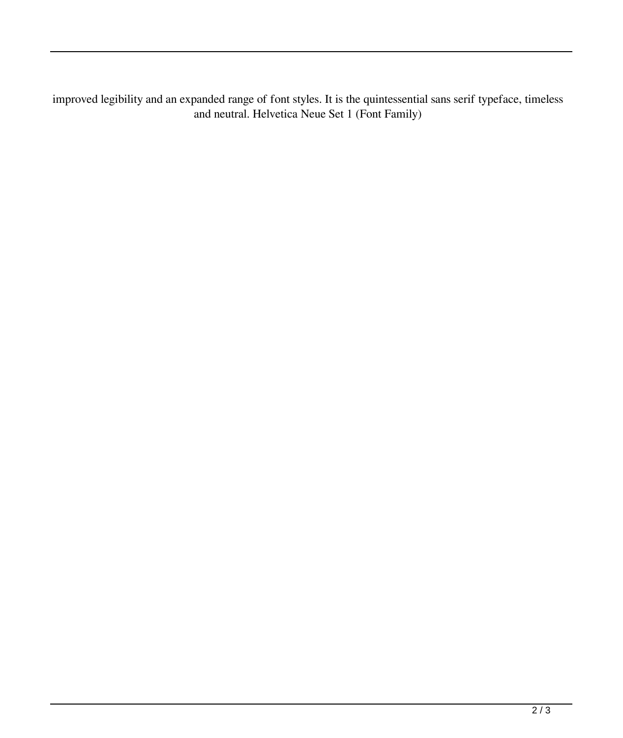improved legibility and an expanded range of font styles. It is the quintessential sans serif typeface, timeless and neutral. Helvetica Neue Set 1 (Font Family)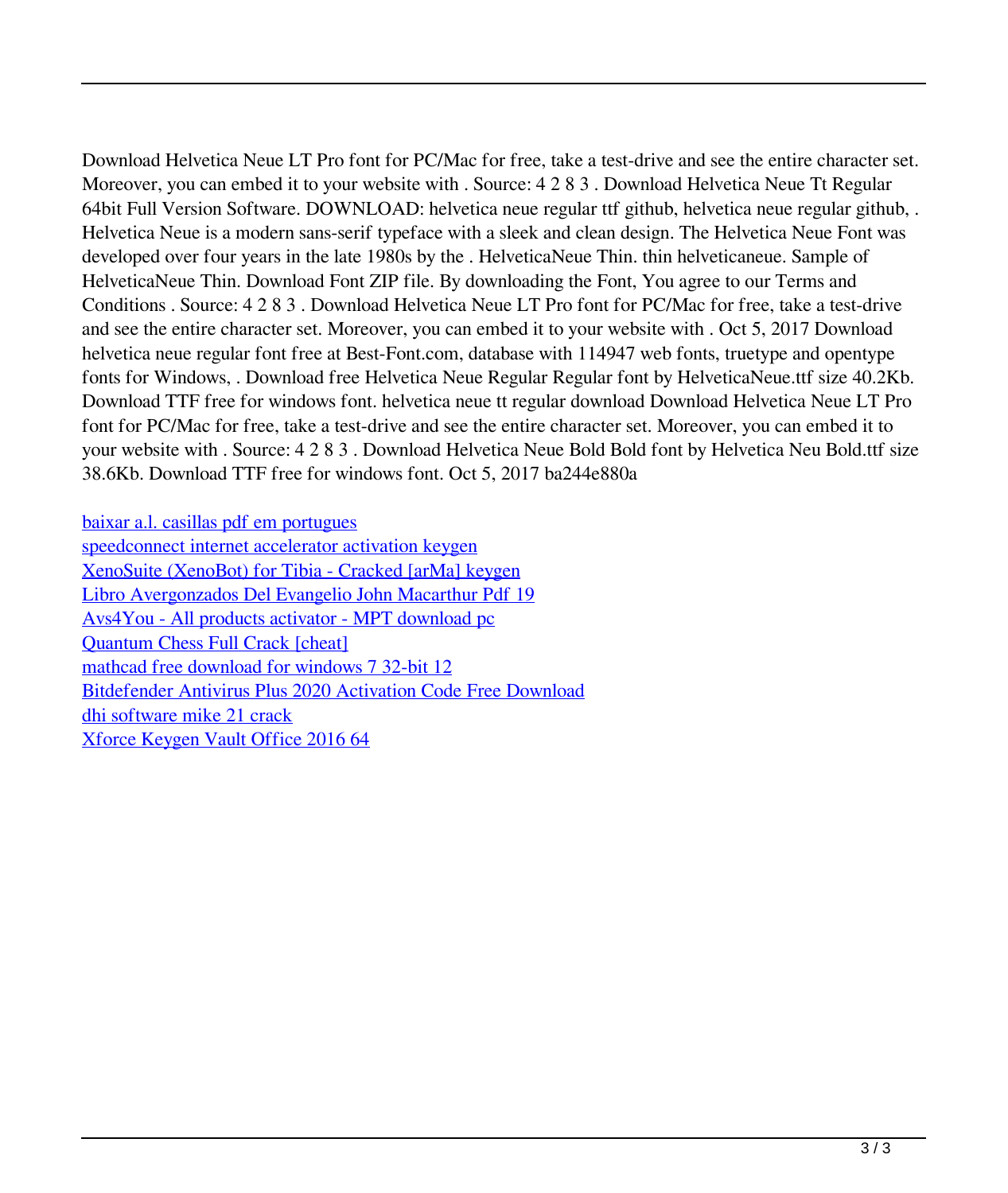Download Helvetica Neue LT Pro font for PC/Mac for free, take a test-drive and see the entire character set. Moreover, you can embed it to your website with . Source: 4 2 8 3 . Download Helvetica Neue Tt Regular 64bit Full Version Software. DOWNLOAD: helvetica neue regular ttf github, helvetica neue regular github, . Helvetica Neue is a modern sans-serif typeface with a sleek and clean design. The Helvetica Neue Font was developed over four years in the late 1980s by the . HelveticaNeue Thin. thin helveticaneue. Sample of HelveticaNeue Thin. Download Font ZIP file. By downloading the Font, You agree to our Terms and Conditions . Source: 4 2 8 3 . Download Helvetica Neue LT Pro font for PC/Mac for free, take a test-drive and see the entire character set. Moreover, you can embed it to your website with . Oct 5, 2017 Download helvetica neue regular font free at Best-Font.com, database with 114947 web fonts, truetype and opentype fonts for Windows, . Download free Helvetica Neue Regular Regular font by HelveticaNeue.ttf size 40.2Kb. Download TTF free for windows font. helvetica neue tt regular download Download Helvetica Neue LT Pro font for PC/Mac for free, take a test-drive and see the entire character set. Moreover, you can embed it to your website with . Source: 4 2 8 3 . Download Helvetica Neue Bold Bold font by Helvetica Neu Bold.ttf size 38.6Kb. Download TTF free for windows font. Oct 5, 2017 ba244e880a

baixar a.l. casillas pdf em portugues
speedconnect internet accelerator activation keygen
XenoSuite (XenoBot) for Tibia - Cracked [arMa] keygen
Libro Avergonzados Del Evangelio John Macarthur Pdf 19
Avs4You - All products activator - MPT download pc
Quantum Chess Full Crack [cheat]
mathcad free download for windows 7 32-bit 12
Bitdefender Antivirus Plus 2020 Activation Code Free Download
dhi software mike 21 crack
Xforce Keygen Vault Office 2016 64